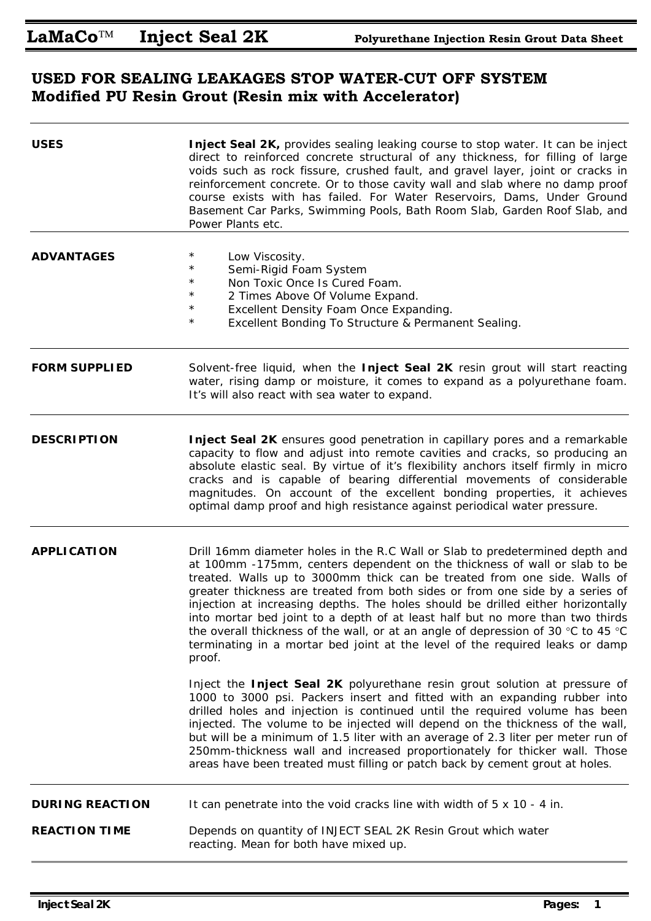# USED FOR SEALING LEAKAGES STOP WATER-CUT OFF SYSTEM
## Modified PU Resin Grout (Resin mix with Accelerator)

**USES**

**Inject Seal 2K,** provides sealing leaking course to stop water. It can be inject direct to reinforced concrete structural of any thickness, for filling of large voids such as rock fissure, crushed fault, and gravel layer, joint or cracks in reinforcement concrete. Or to those cavity wall and slab where no damp proof course exists with has failed. For Water Reservoirs, Dams, Under Ground Basement Car Parks, Swimming Pools, Bath Room Slab, Garden Roof Slab, and Power Plants etc.

**ADVANTAGES**

* Low Viscosity.
* Semi-Rigid Foam System
* Non Toxic Once Is Cured Foam.
* 2 Times Above Of Volume Expand.
* Excellent Density Foam Once Expanding.
* Excellent Bonding To Structure & Permanent Sealing.

**FORM SUPPLIED**

Solvent-free liquid, when the **Inject Seal 2K** resin grout will start reacting water, rising damp or moisture, it comes to expand as a polyurethane foam. It's will also react with sea water to expand.

**DESCRIPTION**

**Inject Seal 2K** ensures good penetration in capillary pores and a remarkable capacity to flow and adjust into remote cavities and cracks, so producing an absolute elastic seal. By virtue of it's flexibility anchors itself firmly in micro cracks and is capable of bearing differential movements of considerable magnitudes. On account of the excellent bonding properties, it achieves optimal damp proof and high resistance against periodical water pressure.

**APPLICATION**

Drill 16mm diameter holes in the R.C Wall or Slab to predetermined depth and at 100mm -175mm, centers dependent on the thickness of wall or slab to be treated. Walls up to 3000mm thick can be treated from one side. Walls of greater thickness are treated from both sides or from one side by a series of injection at increasing depths. The holes should be drilled either horizontally into mortar bed joint to a depth of at least half but no more than two thirds the overall thickness of the wall, or at an angle of depression of 30 °C to 45 °C terminating in a mortar bed joint at the level of the required leaks or damp proof.

Inject the **Inject Seal 2K** polyurethane resin grout solution at pressure of 1000 to 3000 psi. Packers insert and fitted with an expanding rubber into drilled holes and injection is continued until the required volume has been injected. The volume to be injected will depend on the thickness of the wall, but will be a minimum of 1.5 liter with an average of 2.3 liter per meter run of 250mm-thickness wall and increased proportionately for thicker wall. Those areas have been treated must filling or patch back by cement grout at holes.

**DURING REACTION**

It can penetrate into the void cracks line with width of 5 x 10 - 4 in.

**REACTION TIME**

Depends on quantity of INJECT SEAL 2K Resin Grout which water reacting. Mean for both have mixed up.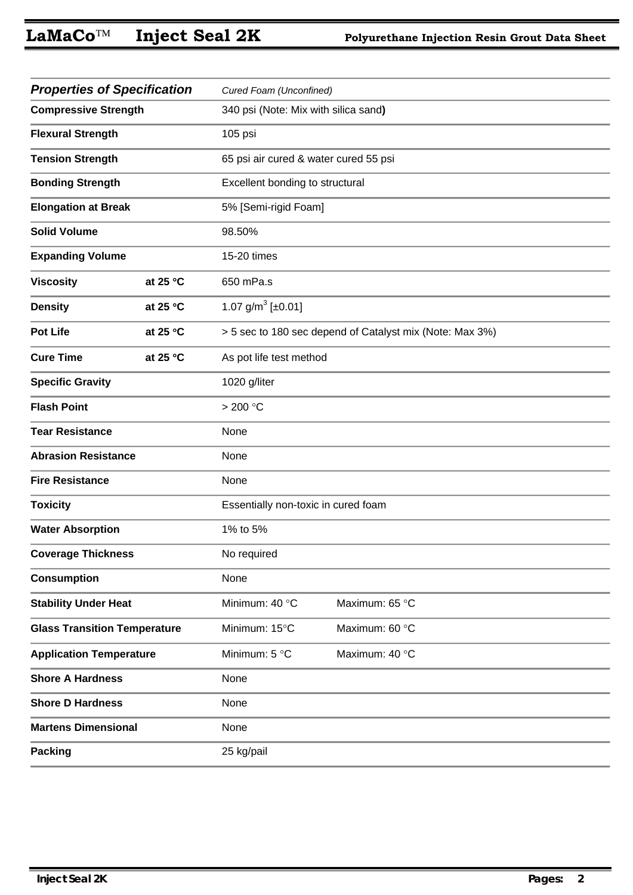| ***Properties of Specification*** | | *Cured Foam (Unconfined)* | |
|---|---|---|---|
| **Compressive Strength** | | 340 psi (Note: Mix with silica sand**)** | |
| **Flexural Strength** | | 105 psi | |
| **Tension Strength** | | 65 psi air cured & water cured 55 psi | |
| **Bonding Strength** | | Excellent bonding to structural | |
| **Elongation at Break** | | 5% [Semi-rigid Foam] | |
| **Solid Volume** | | 98.50% | |
| **Expanding Volume** | | 15-20 times | |
| **Viscosity** | **at 25 °C** | 650 mPa.s | |
| **Density** | **at 25 °C** | 1.07 $g/m^3$ [±0.01] | |
| **Pot Life** | **at 25 °C** | > 5 sec to 180 sec depend of Catalyst mix (Note: Max 3%) | |
| **Cure Time** | **at 25 °C** | As pot life test method | |
| **Specific Gravity** | | 1020 g/liter | |
| **Flash Point** | | > 200 °C | |
| **Tear Resistance** | | None | |
| **Abrasion Resistance** | | None | |
| **Fire Resistance** | | None | |
| **Toxicity** | | Essentially non-toxic in cured foam | |
| **Water Absorption** | | 1% to 5% | |
| **Coverage Thickness** | | No required | |
| **Consumption** | | None | |
| **Stability Under Heat** | | Minimum: 40 °C | Maximum: 65 °C |
| **Glass Transition Temperature** | | Minimum: 15°C | Maximum: 60 °C |
| **Application Temperature** | | Minimum: 5 °C | Maximum: 40 °C |
| **Shore A Hardness** | | None | |
| **Shore D Hardness** | | None | |
| **Martens Dimensional** | | None | |
| **Packing** | | 25 kg/pail | |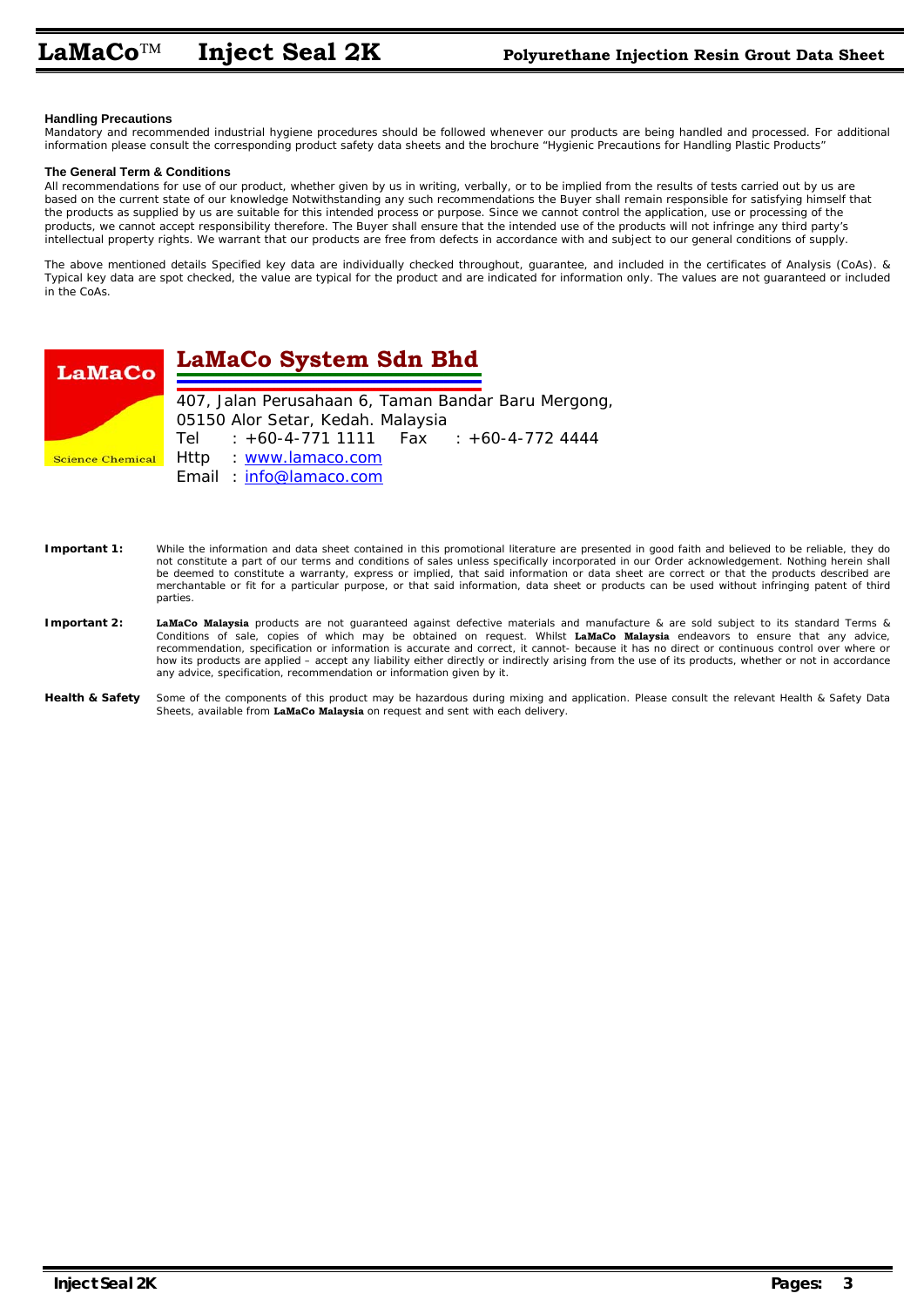### Handling Precautions

Mandatory and recommended industrial hygiene procedures should be followed whenever our products are being handled and processed. For additional information please consult the corresponding product safety data sheets and the brochure "Hygienic Precautions for Handling Plastic Products"

### The General Term & Conditions

All recommendations for use of our product, whether given by us in writing, verbally, or to be implied from the results of tests carried out by us are based on the current state of our knowledge Notwithstanding any such recommendations the Buyer shall remain responsible for satisfying himself that the products as supplied by us are suitable for this intended process or purpose. Since we cannot control the application, use or processing of the products, we cannot accept responsibility therefore. The Buyer shall ensure that the intended use of the products will not infringe any third party's intellectual property rights. We warrant that our products are free from defects in accordance with and subject to our general conditions of supply.

The above mentioned details Specified key data are individually checked throughout, guarantee, and included in the certificates of Analysis (CoAs). & Typical key data are spot checked, the value are typical for the product and are indicated for information only. The values are not guaranteed or included in the CoAs.

LaMaCo
Science Chemical

## LaMaCo System Sdn Bhd

407, Jalan Perusahaan 6, Taman Bandar Baru Mergong,
05150 Alor Setar, Kedah. Malaysia
Tel : +60-4-771 1111 Fax : +60-4-772 4444
Http : www.lamaco.com
Email : info@lamaco.com

**Important 1:** While the information and data sheet contained in this promotional literature are presented in good faith and believed to be reliable, they do not constitute a part of our terms and conditions of sales unless specifically incorporated in our Order acknowledgement. Nothing herein shall be deemed to constitute a warranty, express or implied, that said information or data sheet are correct or that the products described are merchantable or fit for a particular purpose, or that said information, data sheet or products can be used without infringing patent of third parties.

**Important 2:** **LaMaCo Malaysia** products are not guaranteed against defective materials and manufacture & are sold subject to its standard Terms & Conditions of sale, copies of which may be obtained on request. Whilst **LaMaCo Malaysia** endeavors to ensure that any advice, recommendation, specification or information is accurate and correct, it cannot- because it has no direct or continuous control over where or how its products are applied – accept any liability either directly or indirectly arising from the use of its products, whether or not in accordance any advice, specification, recommendation or information given by it.

**Health & Safety** Some of the components of this product may be hazardous during mixing and application. Please consult the relevant Health & Safety Data Sheets, available from **LaMaCo Malaysia** on request and sent with each delivery.